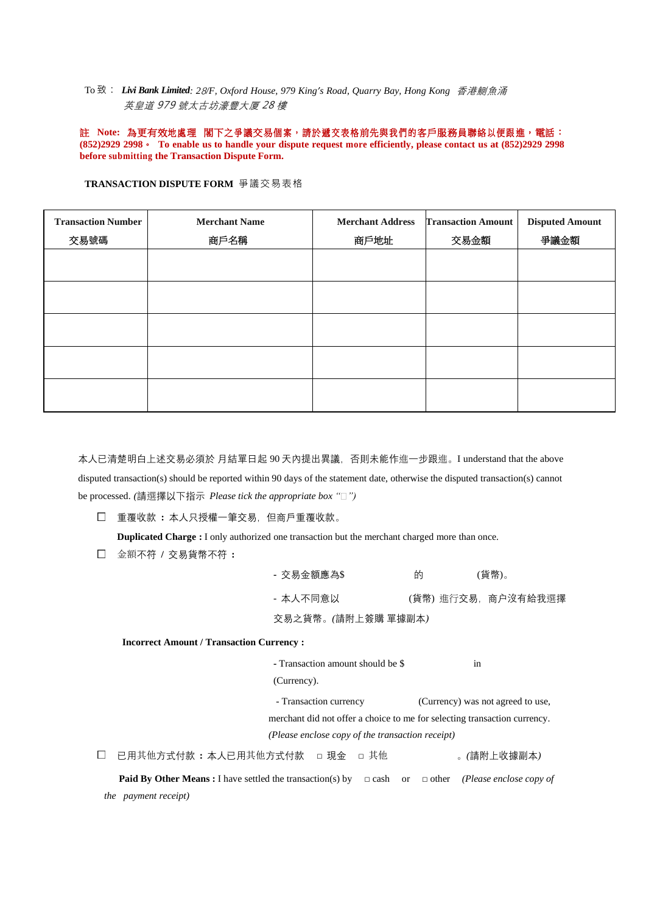To 致： ***Livi Bank Limited****; 28/F, Oxford House, 979 King's Road, Quarry Bay, Hong Kong 香港鰂魚涌英皇道 979 號太古坊濠豐大厦 28 樓*

**註 Note: 為更有效地處理 閣下之爭議交易個案，請於遞交表格前先與我們的客戶服務員聯絡以便跟進，電話：(852)2929 2998。 To enable us to handle your dispute request more efficiently, please contact us at (852)2929 2998 before submitting the Transaction Dispute Form.**

**TRANSACTION DISPUTE FORM** 爭議交易表格

| **Transaction Number** 交易號碼 | **Merchant Name** 商戶名稱 | **Merchant Address** 商戶地址 | **Transaction Amount** 交易金額 | **Disputed Amount** 爭議金額 |
|---|---|---|---|---|
| | | | | |
| | | | | |
| | | | | |
| | | | | |
| | | | | |

本人已清楚明白上述交易必須於 月結單日起 90 天內提出異議，否則未能作進一步跟進。I understand that the above disputed transaction(s) should be reported within 90 days of the statement date, otherwise the disputed transaction(s) cannot be processed. *(*請選擇以下指示 *Please tick the appropriate box "□")*

☐ 重覆收款：本人只授權一筆交易，但商戶重覆收款。

**Duplicated Charge :** I only authorized one transaction but the merchant charged more than once.

☐ 金額不符 / 交易貨幣不符：

- 交易金額應為$ 的 (貨幣)。
- 本人不同意以 (貨幣) 進行交易，商户沒有給我選擇交易之貨幣。(請附上簽購 單據副本*)*

**Incorrect Amount / Transaction Currency :**

- Transaction amount should be $ in (Currency).
- Transaction currency (Currency) was not agreed to use, merchant did not offer a choice to me for selecting transaction currency. *(Please enclose copy of the transaction receipt)*

☐ 已用其他方式付款：本人已用其他方式付款 □ 現金 □ 其他 。*(*請附上收據副本*)*

**Paid By Other Means :** I have settled the transaction(s) by □ cash or □ other *(Please enclose copy of the payment receipt)*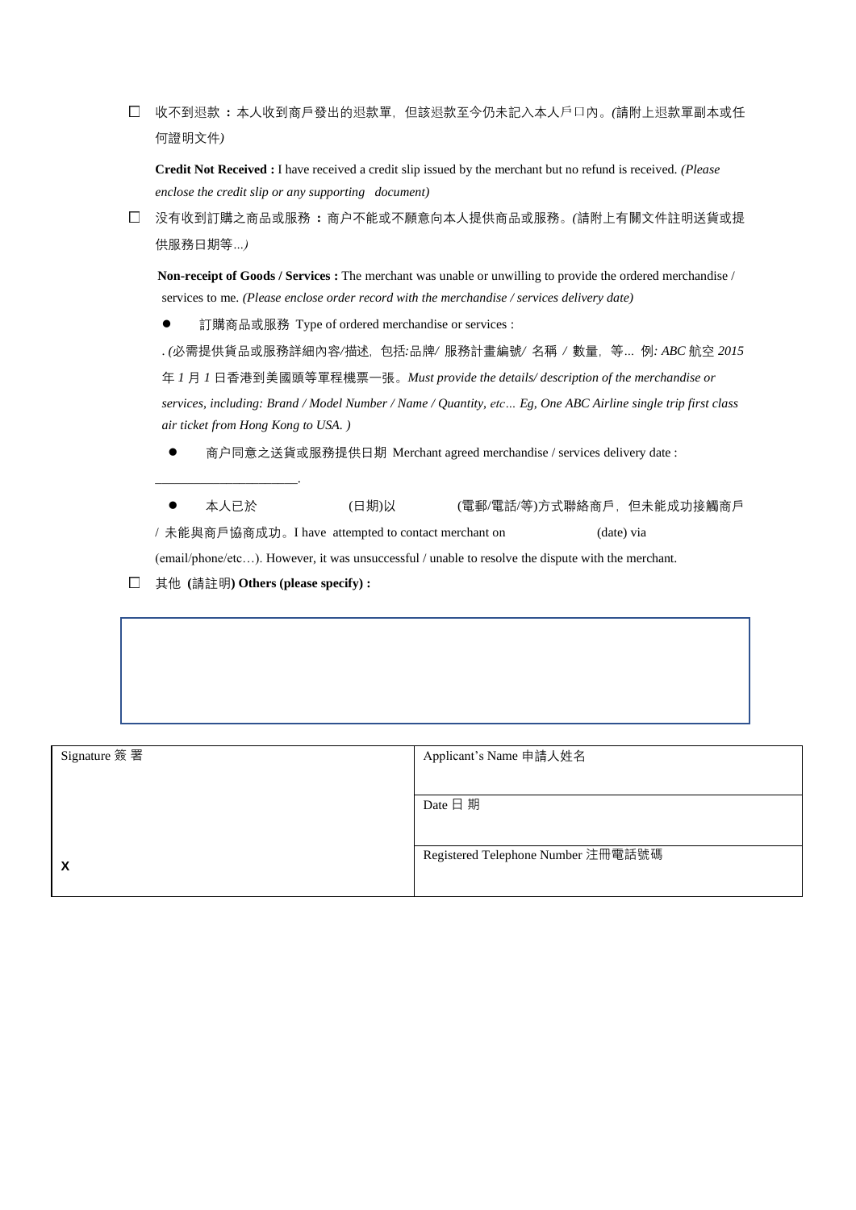☐ 收不到退款 **：**本人收到商戶發出的退款單，但該退款至今仍未記入本人戶口內。*(*請附上退款單副本或任何證明文件*)*

**Credit Not Received :** I have received a credit slip issued by the merchant but no refund is received. *(Please enclose the credit slip or any supporting document)*

☐ 没有收到訂購之商品或服務 **：**商户不能或不願意向本人提供商品或服務。*(*請附上有關文件註明送貨或提供服務日期等*...)*

**Non-receipt of Goods / Services :** The merchant was unable or unwilling to provide the ordered merchandise / services to me. *(Please enclose order record with the merchandise / services delivery date)*

- 訂購商品或服務 Type of ordered merchandise or services :

*. (*必需提供貨品或服務詳細內容/描述，包括:品牌/ 服務計畫編號/ 名稱 / 數量，等*...* 例*: ABC* 航空 *2015* 年 *1* 月 *1* 日香港到美國頭等單程機票一張。*Must provide the details/ description of the merchandise or services, including: Brand / Model Number / Name / Quantity, etc… Eg, One ABC Airline single trip first class air ticket from Hong Kong to USA. )*

- 商户同意之送貨或服務提供日期 Merchant agreed merchandise / services delivery date :

______________________.

- 本人已於 (日期)以 (電郵/電話/等)方式聯絡商戶，但未能成功接觸商戶 / 未能與商戶協商成功。I have attempted to contact merchant on (date) via (email/phone/etc…). However, it was unsuccessful / unable to resolve the dispute with the merchant.

☐ 其他 **(**請註明**) Others (please specify) :**

| | |
|---|---|
| Signature 簽 署 | Applicant's Name 申請人姓名 |
| | Date 日 期 |
| X | Registered Telephone Number 注冊電話號碼 |